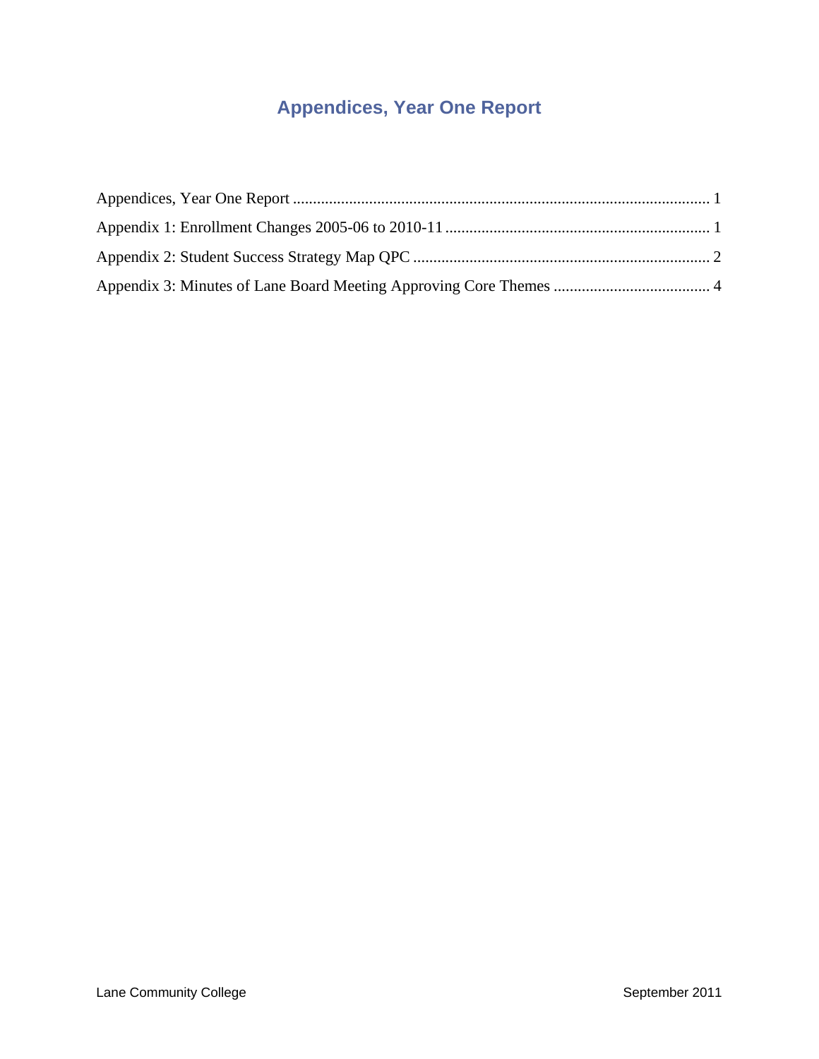# Appendices, Year One Report

Appendices, Year One Report ........................................................................................................ 1

Appendix 1: Enrollment Changes 2005-06 to 2010-11 .................................................................. 1

Appendix 2: Student Success Strategy Map QPC .......................................................................... 2

Appendix 3: Minutes of Lane Board Meeting Approving Core Themes ....................................... 4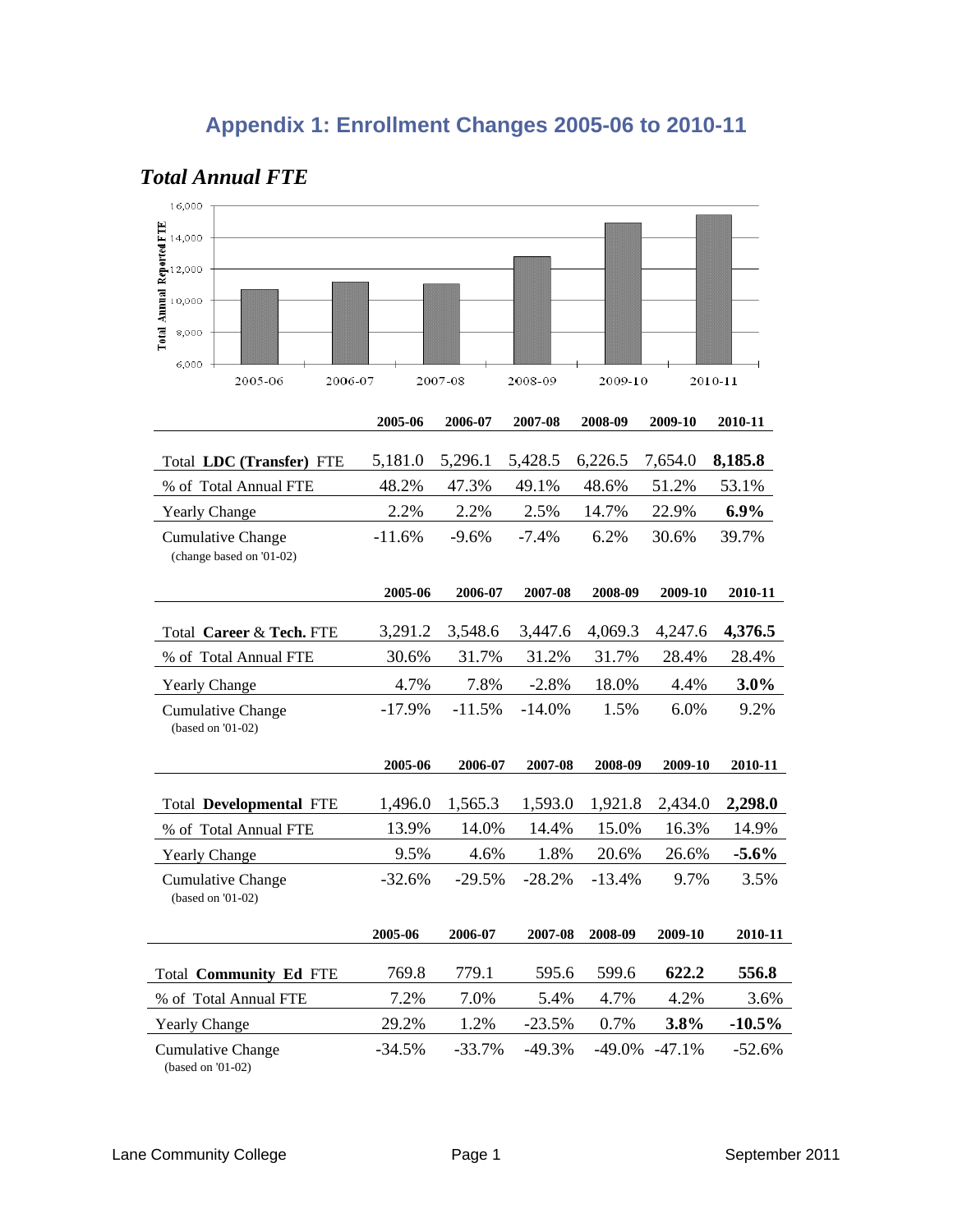## Appendix 1: Enrollment Changes 2005-06 to 2010-11

### *Total Annual FTE*

| | 2005-06 | 2006-07 | 2007-08 | 2008-09 | 2009-10 | 2010-11 |
|---|---|---|---|---|---|---|
| Total **LDC (Transfer)** FTE | 5,181.0 | 5,296.1 | 5,428.5 | 6,226.5 | 7,654.0 | **8,185.8** |
| % of Total Annual FTE | 48.2% | 47.3% | 49.1% | 48.6% | 51.2% | 53.1% |
| Yearly Change | 2.2% | 2.2% | 2.5% | 14.7% | 22.9% | **6.9%** |
| Cumulative Change (change based on '01-02) | -11.6% | -9.6% | -7.4% | 6.2% | 30.6% | 39.7% |

| | 2005-06 | 2006-07 | 2007-08 | 2008-09 | 2009-10 | 2010-11 |
|---|---|---|---|---|---|---|
| Total **Career** & **Tech.** FTE | 3,291.2 | 3,548.6 | 3,447.6 | 4,069.3 | 4,247.6 | **4,376.5** |
| % of Total Annual FTE | 30.6% | 31.7% | 31.2% | 31.7% | 28.4% | 28.4% |
| Yearly Change | 4.7% | 7.8% | -2.8% | 18.0% | 4.4% | **3.0%** |
| Cumulative Change (based on '01-02) | -17.9% | -11.5% | -14.0% | 1.5% | 6.0% | 9.2% |

| | 2005-06 | 2006-07 | 2007-08 | 2008-09 | 2009-10 | 2010-11 |
|---|---|---|---|---|---|---|
| Total **Developmental** FTE | 1,496.0 | 1,565.3 | 1,593.0 | 1,921.8 | 2,434.0 | **2,298.0** |
| % of Total Annual FTE | 13.9% | 14.0% | 14.4% | 15.0% | 16.3% | 14.9% |
| Yearly Change | 9.5% | 4.6% | 1.8% | 20.6% | 26.6% | **-5.6%** |
| Cumulative Change (based on '01-02) | -32.6% | -29.5% | -28.2% | -13.4% | 9.7% | 3.5% |

| | 2005-06 | 2006-07 | 2007-08 | 2008-09 | 2009-10 | 2010-11 |
|---|---|---|---|---|---|---|
| Total **Community Ed** FTE | 769.8 | 779.1 | 595.6 | 599.6 | **622.2** | **556.8** |
| % of Total Annual FTE | 7.2% | 7.0% | 5.4% | 4.7% | 4.2% | 3.6% |
| Yearly Change | 29.2% | 1.2% | -23.5% | 0.7% | **3.8%** | **-10.5%** |
| Cumulative Change (based on '01-02) | -34.5% | -33.7% | -49.3% | -49.0% | -47.1% | -52.6% |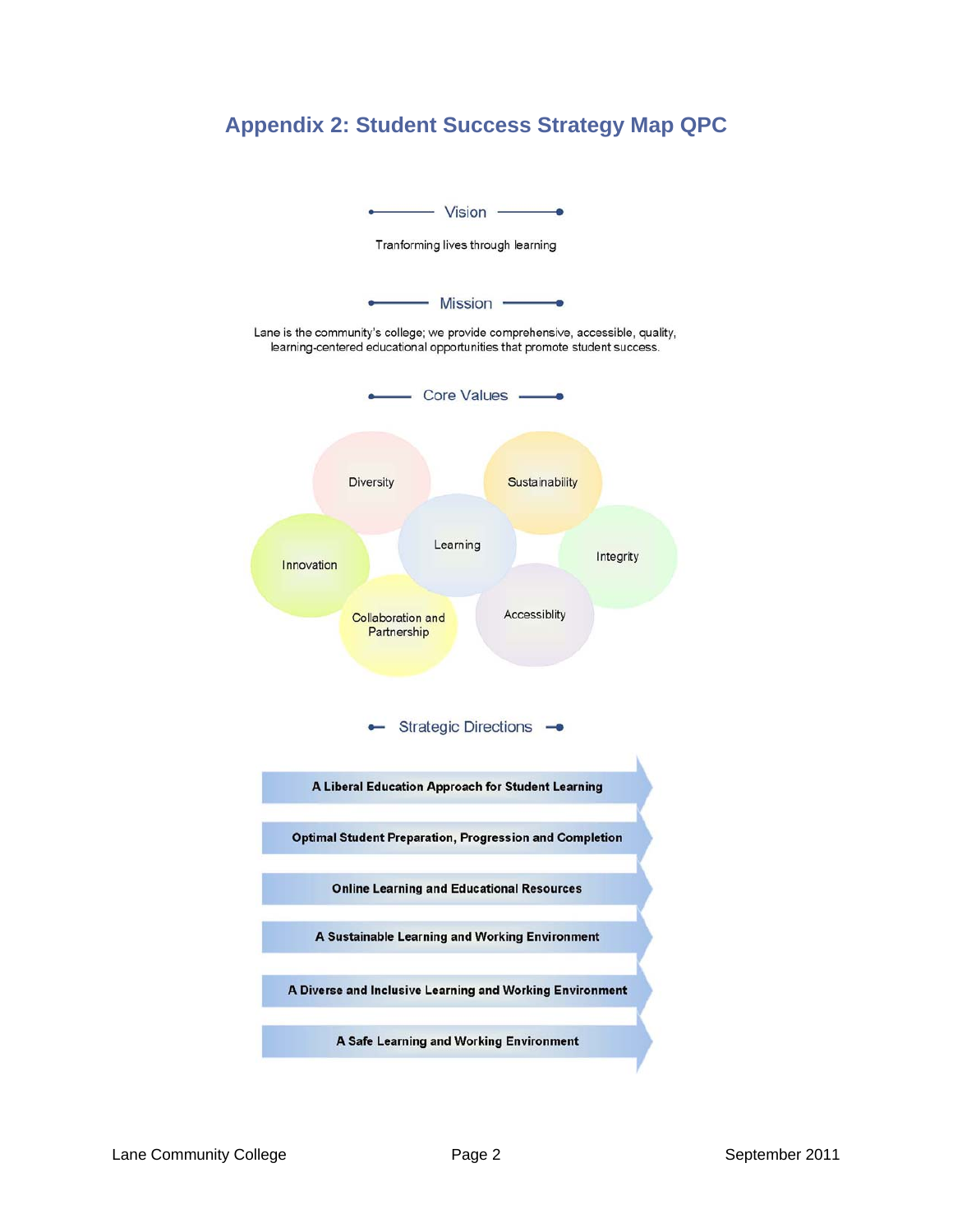# Appendix 2: Student Success Strategy Map QPC

## Vision

Tranforming lives through learning

## Mission

Lane is the community's college; we provide comprehensive, accessible, quality, learning-centered educational opportunities that promote student success.

## Core Values

- Diversity
- Sustainability
- Learning
- Innovation
- Integrity
- Collaboration and Partnership
- Accessiblity

## Strategic Directions

- **A Liberal Education Approach for Student Learning**
- **Optimal Student Preparation, Progression and Completion**
- **Online Learning and Educational Resources**
- **A Sustainable Learning and Working Environment**
- **A Diverse and Inclusive Learning and Working Environment**
- **A Safe Learning and Working Environment**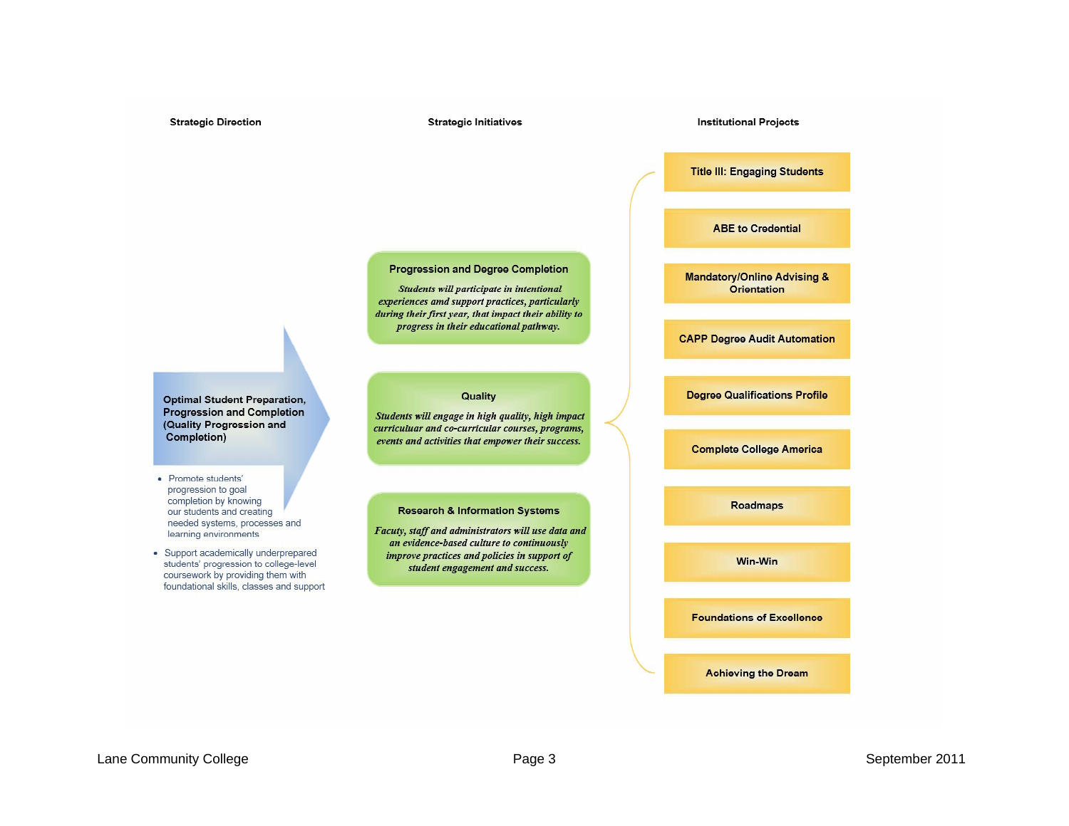**Strategic Direction**

**Optimal Student Preparation, Progression and Completion (Quality Progression and Completion)**

- Promote students' progression to goal completion by knowing our students and creating needed systems, processes and learning environments
- Support academically underprepared students' progression to college-level coursework by providing them with foundational skills, classes and support

**Strategic Initiatives**

**Progression and Degree Completion**

*Students will participate in intentional experiences and support practices, particularly during their first year, that impact their ability to progress in their educational pathway.*

**Quality**

*Students will engage in high quality, high impact curricuraur and co-curricular courses, programs, events and activities that empower their success.*

**Research & Information Systems**

*Facuty, staff and administrators will use data and an evidence-based culture to continuously improve practices and policies in support of student engagement and success.*

**Institutional Projects**

- Title III: Engaging Students
- ABE to Credential
- Mandatory/Online Advising & Orientation
- CAPP Degree Audit Automation
- Degree Qualifications Profile
- Complete College America
- Roadmaps
- Win-Win
- Foundations of Excellence
- Achieving the Dream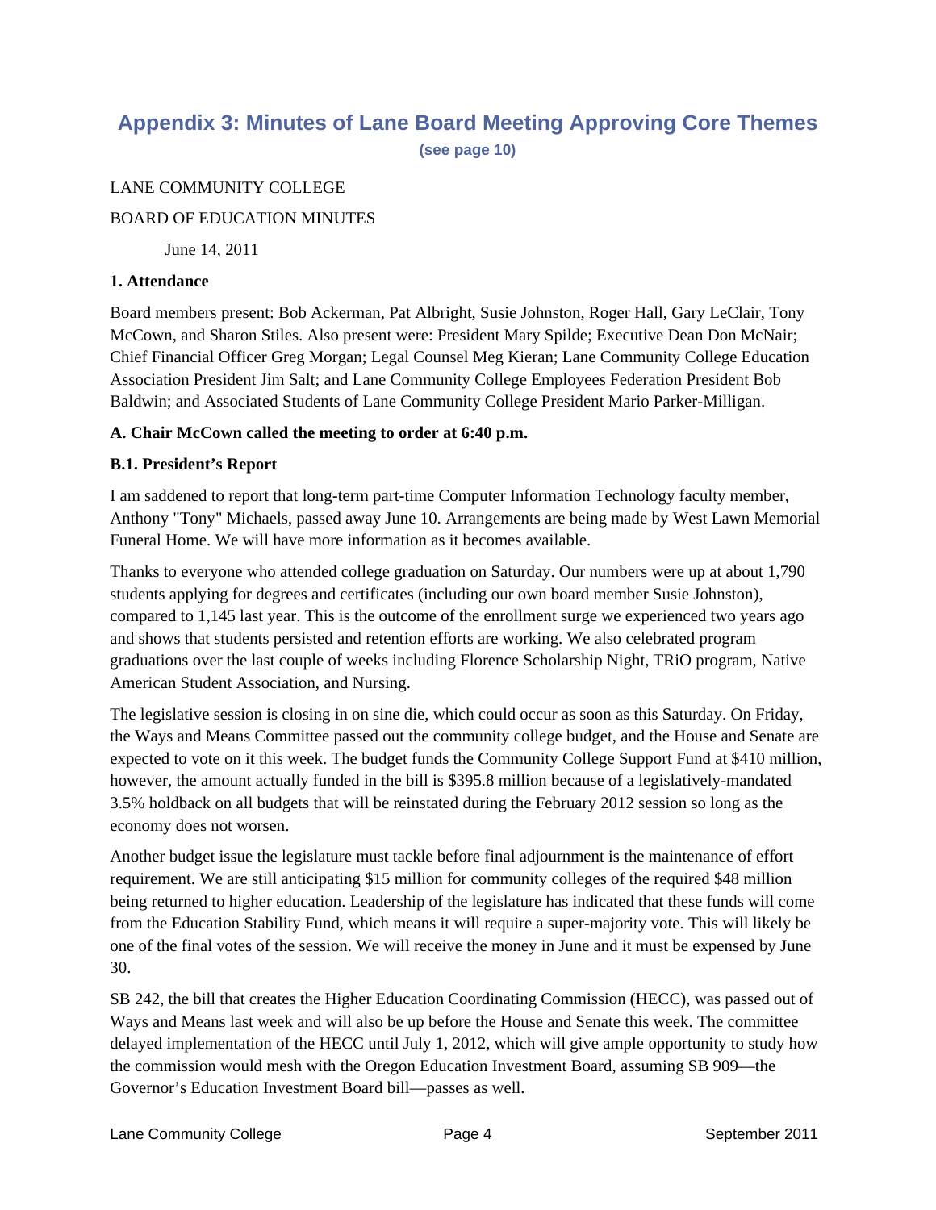## Appendix 3: Minutes of Lane Board Meeting Approving Core Themes

(see page 10)

LANE COMMUNITY COLLEGE

BOARD OF EDUCATION MINUTES

June 14, 2011

**1. Attendance**

Board members present: Bob Ackerman, Pat Albright, Susie Johnston, Roger Hall, Gary LeClair, Tony McCown, and Sharon Stiles. Also present were: President Mary Spilde; Executive Dean Don McNair; Chief Financial Officer Greg Morgan; Legal Counsel Meg Kieran; Lane Community College Education Association President Jim Salt; and Lane Community College Employees Federation President Bob Baldwin; and Associated Students of Lane Community College President Mario Parker-Milligan.

**A. Chair McCown called the meeting to order at 6:40 p.m.**

**B.1. President's Report**

I am saddened to report that long-term part-time Computer Information Technology faculty member, Anthony "Tony" Michaels, passed away June 10. Arrangements are being made by West Lawn Memorial Funeral Home. We will have more information as it becomes available.

Thanks to everyone who attended college graduation on Saturday. Our numbers were up at about 1,790 students applying for degrees and certificates (including our own board member Susie Johnston), compared to 1,145 last year. This is the outcome of the enrollment surge we experienced two years ago and shows that students persisted and retention efforts are working. We also celebrated program graduations over the last couple of weeks including Florence Scholarship Night, TRiO program, Native American Student Association, and Nursing.

The legislative session is closing in on sine die, which could occur as soon as this Saturday. On Friday, the Ways and Means Committee passed out the community college budget, and the House and Senate are expected to vote on it this week. The budget funds the Community College Support Fund at $410 million, however, the amount actually funded in the bill is $395.8 million because of a legislatively-mandated 3.5% holdback on all budgets that will be reinstated during the February 2012 session so long as the economy does not worsen.

Another budget issue the legislature must tackle before final adjournment is the maintenance of effort requirement. We are still anticipating $15 million for community colleges of the required $48 million being returned to higher education. Leadership of the legislature has indicated that these funds will come from the Education Stability Fund, which means it will require a super-majority vote. This will likely be one of the final votes of the session. We will receive the money in June and it must be expensed by June 30.

SB 242, the bill that creates the Higher Education Coordinating Commission (HECC), was passed out of Ways and Means last week and will also be up before the House and Senate this week. The committee delayed implementation of the HECC until July 1, 2012, which will give ample opportunity to study how the commission would mesh with the Oregon Education Investment Board, assuming SB 909—the Governor's Education Investment Board bill—passes as well.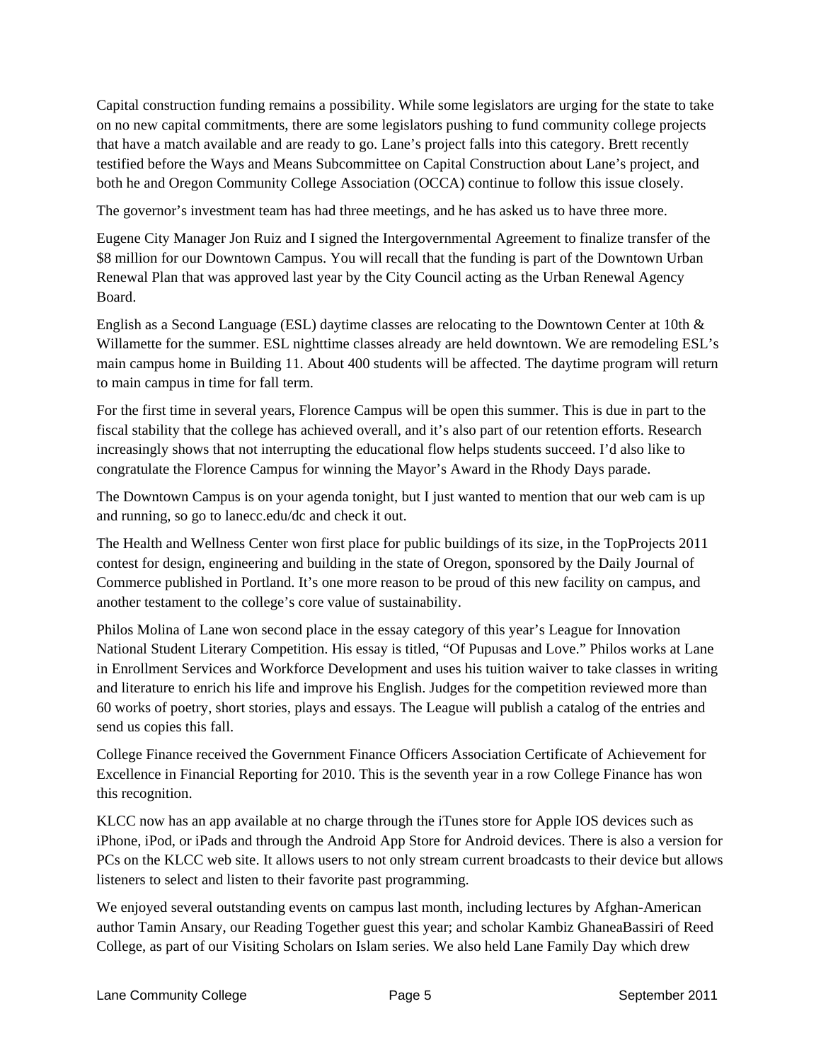Capital construction funding remains a possibility. While some legislators are urging for the state to take on no new capital commitments, there are some legislators pushing to fund community college projects that have a match available and are ready to go. Lane's project falls into this category. Brett recently testified before the Ways and Means Subcommittee on Capital Construction about Lane's project, and both he and Oregon Community College Association (OCCA) continue to follow this issue closely.

The governor's investment team has had three meetings, and he has asked us to have three more.

Eugene City Manager Jon Ruiz and I signed the Intergovernmental Agreement to finalize transfer of the $8 million for our Downtown Campus. You will recall that the funding is part of the Downtown Urban Renewal Plan that was approved last year by the City Council acting as the Urban Renewal Agency Board.

English as a Second Language (ESL) daytime classes are relocating to the Downtown Center at 10th & Willamette for the summer. ESL nighttime classes already are held downtown. We are remodeling ESL's main campus home in Building 11. About 400 students will be affected. The daytime program will return to main campus in time for fall term.

For the first time in several years, Florence Campus will be open this summer. This is due in part to the fiscal stability that the college has achieved overall, and it's also part of our retention efforts. Research increasingly shows that not interrupting the educational flow helps students succeed. I'd also like to congratulate the Florence Campus for winning the Mayor's Award in the Rhody Days parade.

The Downtown Campus is on your agenda tonight, but I just wanted to mention that our web cam is up and running, so go to lanecc.edu/dc and check it out.

The Health and Wellness Center won first place for public buildings of its size, in the TopProjects 2011 contest for design, engineering and building in the state of Oregon, sponsored by the Daily Journal of Commerce published in Portland. It's one more reason to be proud of this new facility on campus, and another testament to the college's core value of sustainability.

Philos Molina of Lane won second place in the essay category of this year's League for Innovation National Student Literary Competition. His essay is titled, "Of Pupusas and Love." Philos works at Lane in Enrollment Services and Workforce Development and uses his tuition waiver to take classes in writing and literature to enrich his life and improve his English. Judges for the competition reviewed more than 60 works of poetry, short stories, plays and essays. The League will publish a catalog of the entries and send us copies this fall.

College Finance received the Government Finance Officers Association Certificate of Achievement for Excellence in Financial Reporting for 2010. This is the seventh year in a row College Finance has won this recognition.

KLCC now has an app available at no charge through the iTunes store for Apple IOS devices such as iPhone, iPod, or iPads and through the Android App Store for Android devices. There is also a version for PCs on the KLCC web site. It allows users to not only stream current broadcasts to their device but allows listeners to select and listen to their favorite past programming.

We enjoyed several outstanding events on campus last month, including lectures by Afghan-American author Tamin Ansary, our Reading Together guest this year; and scholar Kambiz GhaneaBassiri of Reed College, as part of our Visiting Scholars on Islam series. We also held Lane Family Day which drew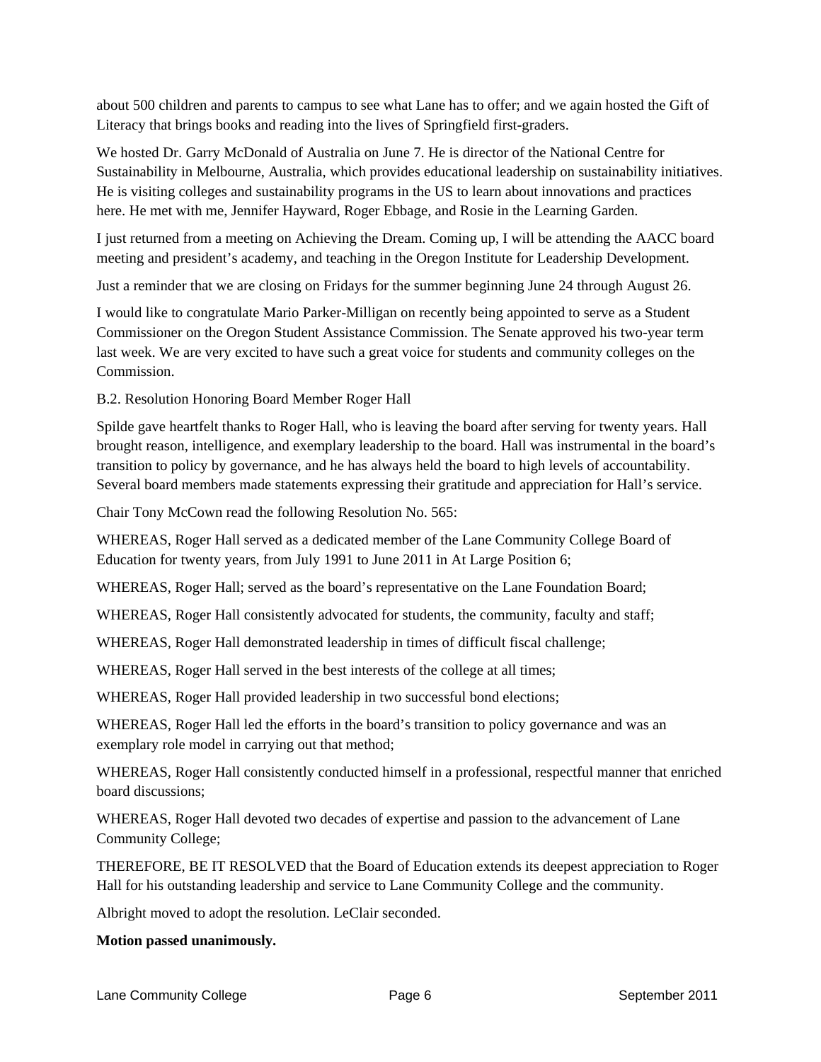about 500 children and parents to campus to see what Lane has to offer; and we again hosted the Gift of Literacy that brings books and reading into the lives of Springfield first-graders.

We hosted Dr. Garry McDonald of Australia on June 7. He is director of the National Centre for Sustainability in Melbourne, Australia, which provides educational leadership on sustainability initiatives. He is visiting colleges and sustainability programs in the US to learn about innovations and practices here. He met with me, Jennifer Hayward, Roger Ebbage, and Rosie in the Learning Garden.

I just returned from a meeting on Achieving the Dream. Coming up, I will be attending the AACC board meeting and president's academy, and teaching in the Oregon Institute for Leadership Development.

Just a reminder that we are closing on Fridays for the summer beginning June 24 through August 26.

I would like to congratulate Mario Parker-Milligan on recently being appointed to serve as a Student Commissioner on the Oregon Student Assistance Commission. The Senate approved his two-year term last week. We are very excited to have such a great voice for students and community colleges on the Commission.

B.2. Resolution Honoring Board Member Roger Hall

Spilde gave heartfelt thanks to Roger Hall, who is leaving the board after serving for twenty years. Hall brought reason, intelligence, and exemplary leadership to the board. Hall was instrumental in the board's transition to policy by governance, and he has always held the board to high levels of accountability. Several board members made statements expressing their gratitude and appreciation for Hall's service.

Chair Tony McCown read the following Resolution No. 565:

WHEREAS, Roger Hall served as a dedicated member of the Lane Community College Board of Education for twenty years, from July 1991 to June 2011 in At Large Position 6;

WHEREAS, Roger Hall; served as the board's representative on the Lane Foundation Board;

WHEREAS, Roger Hall consistently advocated for students, the community, faculty and staff;

WHEREAS, Roger Hall demonstrated leadership in times of difficult fiscal challenge;

WHEREAS, Roger Hall served in the best interests of the college at all times;

WHEREAS, Roger Hall provided leadership in two successful bond elections;

WHEREAS, Roger Hall led the efforts in the board's transition to policy governance and was an exemplary role model in carrying out that method;

WHEREAS, Roger Hall consistently conducted himself in a professional, respectful manner that enriched board discussions;

WHEREAS, Roger Hall devoted two decades of expertise and passion to the advancement of Lane Community College;

THEREFORE, BE IT RESOLVED that the Board of Education extends its deepest appreciation to Roger Hall for his outstanding leadership and service to Lane Community College and the community.

Albright moved to adopt the resolution. LeClair seconded.

**Motion passed unanimously.**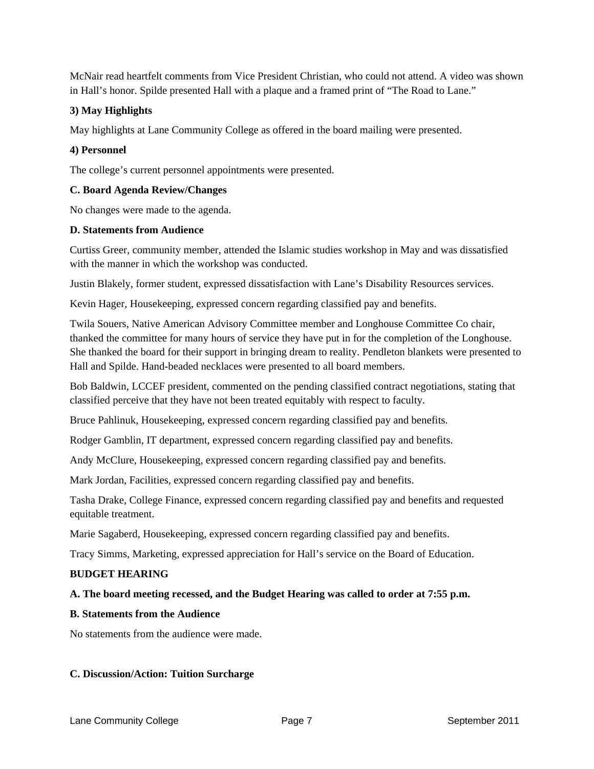McNair read heartfelt comments from Vice President Christian, who could not attend. A video was shown in Hall's honor. Spilde presented Hall with a plaque and a framed print of "The Road to Lane."

**3) May Highlights**

May highlights at Lane Community College as offered in the board mailing were presented.

**4) Personnel**

The college's current personnel appointments were presented.

**C. Board Agenda Review/Changes**

No changes were made to the agenda.

**D. Statements from Audience**

Curtiss Greer, community member, attended the Islamic studies workshop in May and was dissatisfied with the manner in which the workshop was conducted.

Justin Blakely, former student, expressed dissatisfaction with Lane's Disability Resources services.

Kevin Hager, Housekeeping, expressed concern regarding classified pay and benefits.

Twila Souers, Native American Advisory Committee member and Longhouse Committee Co chair, thanked the committee for many hours of service they have put in for the completion of the Longhouse. She thanked the board for their support in bringing dream to reality. Pendleton blankets were presented to Hall and Spilde. Hand-beaded necklaces were presented to all board members.

Bob Baldwin, LCCEF president, commented on the pending classified contract negotiations, stating that classified perceive that they have not been treated equitably with respect to faculty.

Bruce Pahlinuk, Housekeeping, expressed concern regarding classified pay and benefits.

Rodger Gamblin, IT department, expressed concern regarding classified pay and benefits.

Andy McClure, Housekeeping, expressed concern regarding classified pay and benefits.

Mark Jordan, Facilities, expressed concern regarding classified pay and benefits.

Tasha Drake, College Finance, expressed concern regarding classified pay and benefits and requested equitable treatment.

Marie Sagaberd, Housekeeping, expressed concern regarding classified pay and benefits.

Tracy Simms, Marketing, expressed appreciation for Hall's service on the Board of Education.

**BUDGET HEARING**

**A. The board meeting recessed, and the Budget Hearing was called to order at 7:55 p.m.**

**B. Statements from the Audience**

No statements from the audience were made.

**C. Discussion/Action: Tuition Surcharge**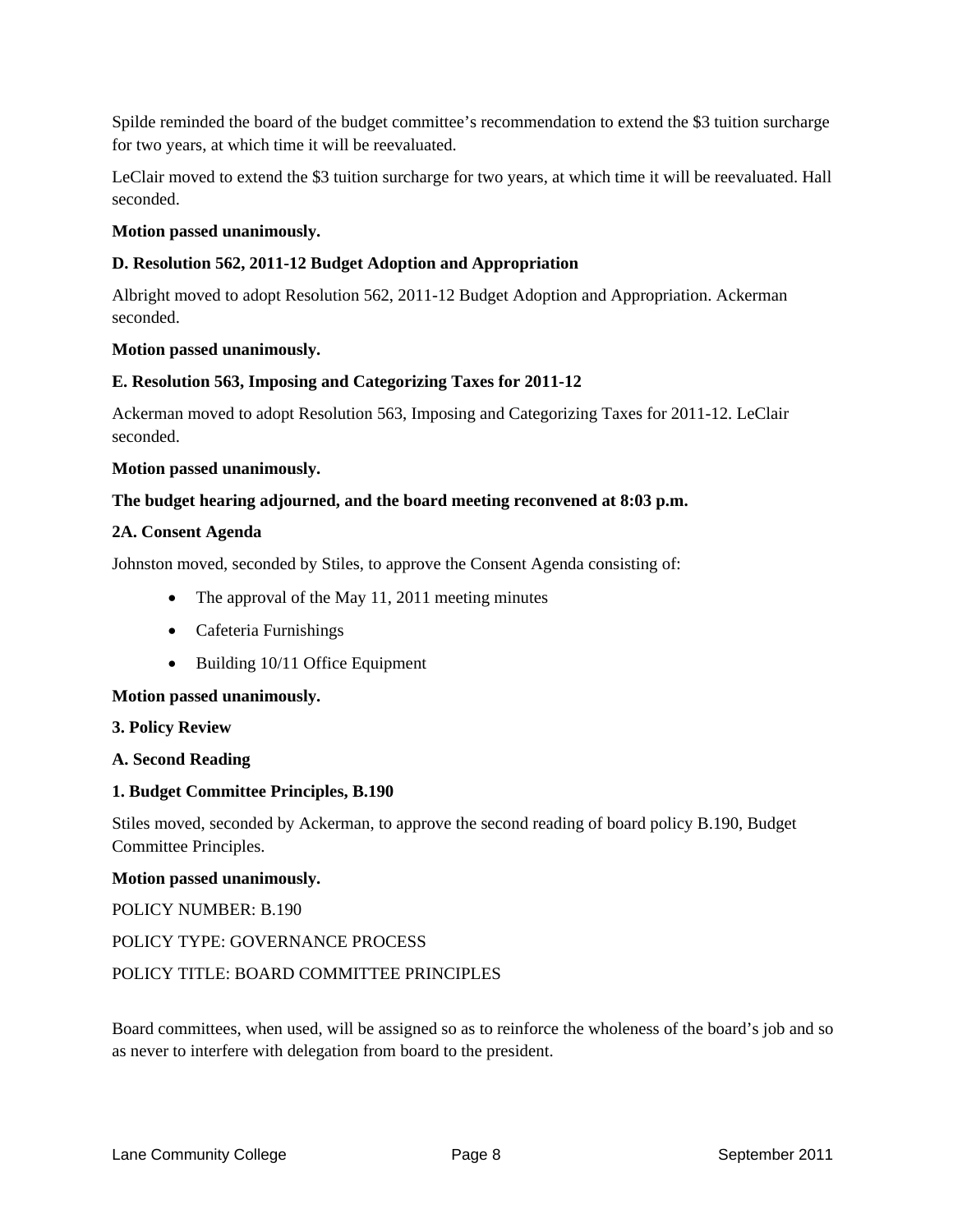Spilde reminded the board of the budget committee's recommendation to extend the $3 tuition surcharge for two years, at which time it will be reevaluated.

LeClair moved to extend the $3 tuition surcharge for two years, at which time it will be reevaluated. Hall seconded.

**Motion passed unanimously.**

**D. Resolution 562, 2011-12 Budget Adoption and Appropriation**

Albright moved to adopt Resolution 562, 2011-12 Budget Adoption and Appropriation. Ackerman seconded.

**Motion passed unanimously.**

**E. Resolution 563, Imposing and Categorizing Taxes for 2011-12**

Ackerman moved to adopt Resolution 563, Imposing and Categorizing Taxes for 2011-12. LeClair seconded.

**Motion passed unanimously.**

**The budget hearing adjourned, and the board meeting reconvened at 8:03 p.m.**

**2A. Consent Agenda**

Johnston moved, seconded by Stiles, to approve the Consent Agenda consisting of:

- The approval of the May 11, 2011 meeting minutes
- Cafeteria Furnishings
- Building 10/11 Office Equipment

**Motion passed unanimously.**

**3. Policy Review**

**A. Second Reading**

**1. Budget Committee Principles, B.190**

Stiles moved, seconded by Ackerman, to approve the second reading of board policy B.190, Budget Committee Principles.

**Motion passed unanimously.**

POLICY NUMBER: B.190

POLICY TYPE: GOVERNANCE PROCESS

POLICY TITLE: BOARD COMMITTEE PRINCIPLES

Board committees, when used, will be assigned so as to reinforce the wholeness of the board's job and so as never to interfere with delegation from board to the president.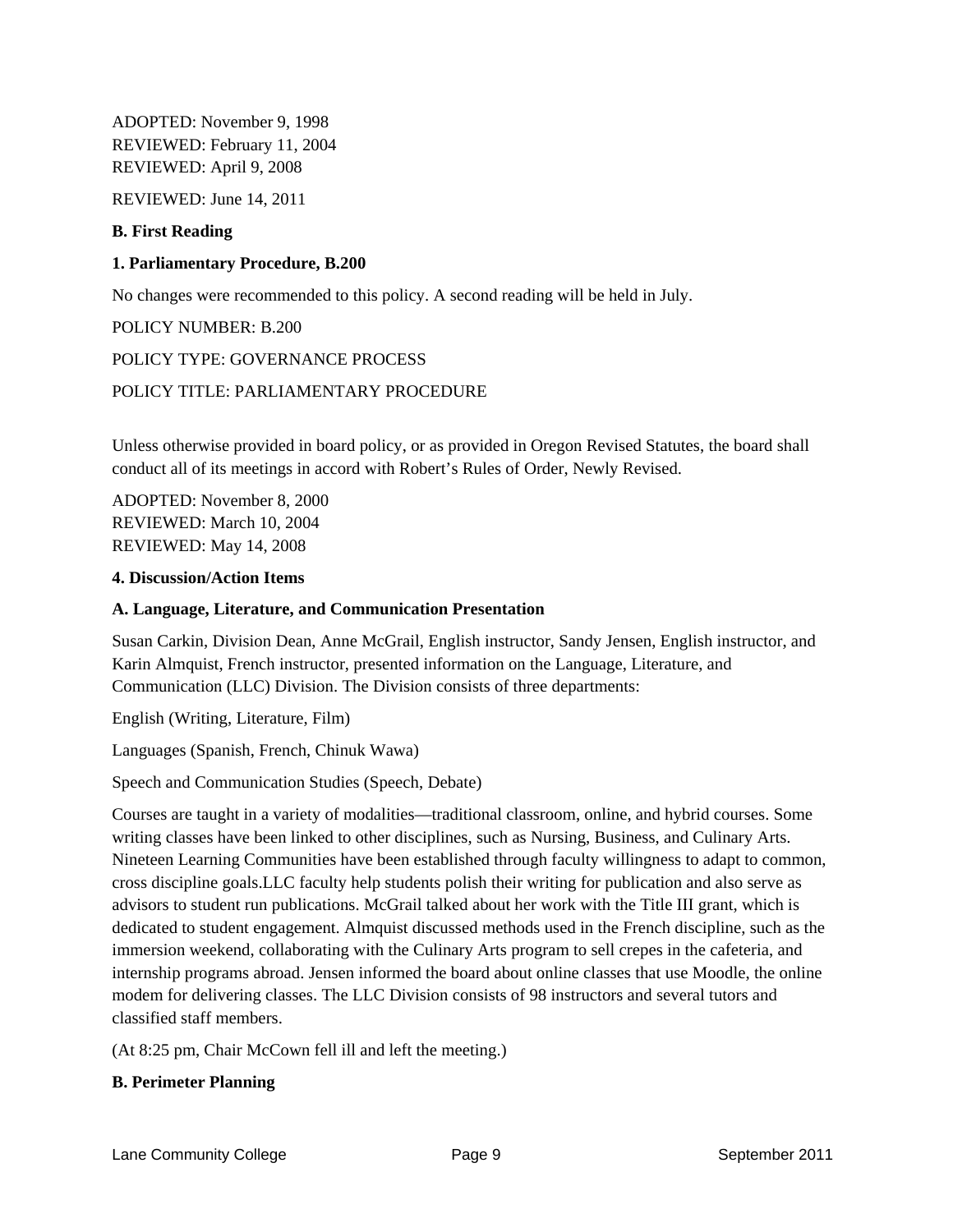ADOPTED: November 9, 1998
REVIEWED: February 11, 2004
REVIEWED: April 9, 2008

REVIEWED: June 14, 2011

**B. First Reading**

**1. Parliamentary Procedure, B.200**

No changes were recommended to this policy. A second reading will be held in July.

POLICY NUMBER: B.200

POLICY TYPE: GOVERNANCE PROCESS

POLICY TITLE: PARLIAMENTARY PROCEDURE

Unless otherwise provided in board policy, or as provided in Oregon Revised Statutes, the board shall conduct all of its meetings in accord with Robert's Rules of Order, Newly Revised.

ADOPTED: November 8, 2000
REVIEWED: March 10, 2004
REVIEWED: May 14, 2008

**4. Discussion/Action Items**

**A. Language, Literature, and Communication Presentation**

Susan Carkin, Division Dean, Anne McGrail, English instructor, Sandy Jensen, English instructor, and Karin Almquist, French instructor, presented information on the Language, Literature, and Communication (LLC) Division. The Division consists of three departments:

English (Writing, Literature, Film)

Languages (Spanish, French, Chinuk Wawa)

Speech and Communication Studies (Speech, Debate)

Courses are taught in a variety of modalities—traditional classroom, online, and hybrid courses. Some writing classes have been linked to other disciplines, such as Nursing, Business, and Culinary Arts. Nineteen Learning Communities have been established through faculty willingness to adapt to common, cross discipline goals.LLC faculty help students polish their writing for publication and also serve as advisors to student run publications. McGrail talked about her work with the Title III grant, which is dedicated to student engagement. Almquist discussed methods used in the French discipline, such as the immersion weekend, collaborating with the Culinary Arts program to sell crepes in the cafeteria, and internship programs abroad. Jensen informed the board about online classes that use Moodle, the online modem for delivering classes. The LLC Division consists of 98 instructors and several tutors and classified staff members.

(At 8:25 pm, Chair McCown fell ill and left the meeting.)

**B. Perimeter Planning**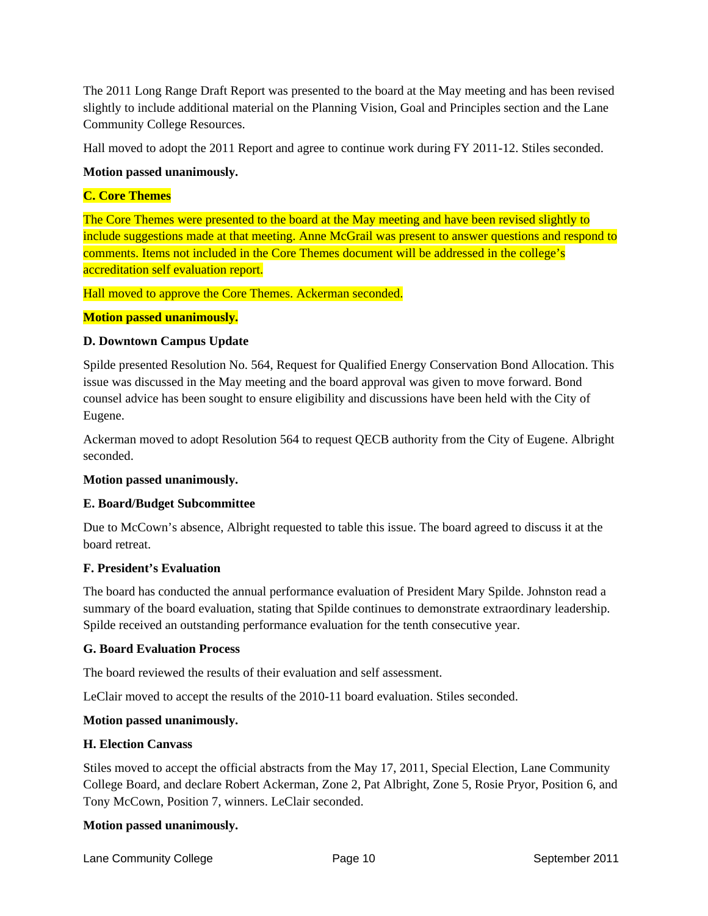The 2011 Long Range Draft Report was presented to the board at the May meeting and has been revised slightly to include additional material on the Planning Vision, Goal and Principles section and the Lane Community College Resources.

Hall moved to adopt the 2011 Report and agree to continue work during FY 2011-12. Stiles seconded.

**Motion passed unanimously.**

**C. Core Themes**

The Core Themes were presented to the board at the May meeting and have been revised slightly to include suggestions made at that meeting. Anne McGrail was present to answer questions and respond to comments. Items not included in the Core Themes document will be addressed in the college's accreditation self evaluation report.

Hall moved to approve the Core Themes. Ackerman seconded.

**Motion passed unanimously.**

**D. Downtown Campus Update**

Spilde presented Resolution No. 564, Request for Qualified Energy Conservation Bond Allocation. This issue was discussed in the May meeting and the board approval was given to move forward. Bond counsel advice has been sought to ensure eligibility and discussions have been held with the City of Eugene.

Ackerman moved to adopt Resolution 564 to request QECB authority from the City of Eugene. Albright seconded.

**Motion passed unanimously.**

**E. Board/Budget Subcommittee**

Due to McCown's absence, Albright requested to table this issue. The board agreed to discuss it at the board retreat.

**F. President's Evaluation**

The board has conducted the annual performance evaluation of President Mary Spilde. Johnston read a summary of the board evaluation, stating that Spilde continues to demonstrate extraordinary leadership. Spilde received an outstanding performance evaluation for the tenth consecutive year.

**G. Board Evaluation Process**

The board reviewed the results of their evaluation and self assessment.

LeClair moved to accept the results of the 2010-11 board evaluation. Stiles seconded.

**Motion passed unanimously.**

**H. Election Canvass**

Stiles moved to accept the official abstracts from the May 17, 2011, Special Election, Lane Community College Board, and declare Robert Ackerman, Zone 2, Pat Albright, Zone 5, Rosie Pryor, Position 6, and Tony McCown, Position 7, winners. LeClair seconded.

**Motion passed unanimously.**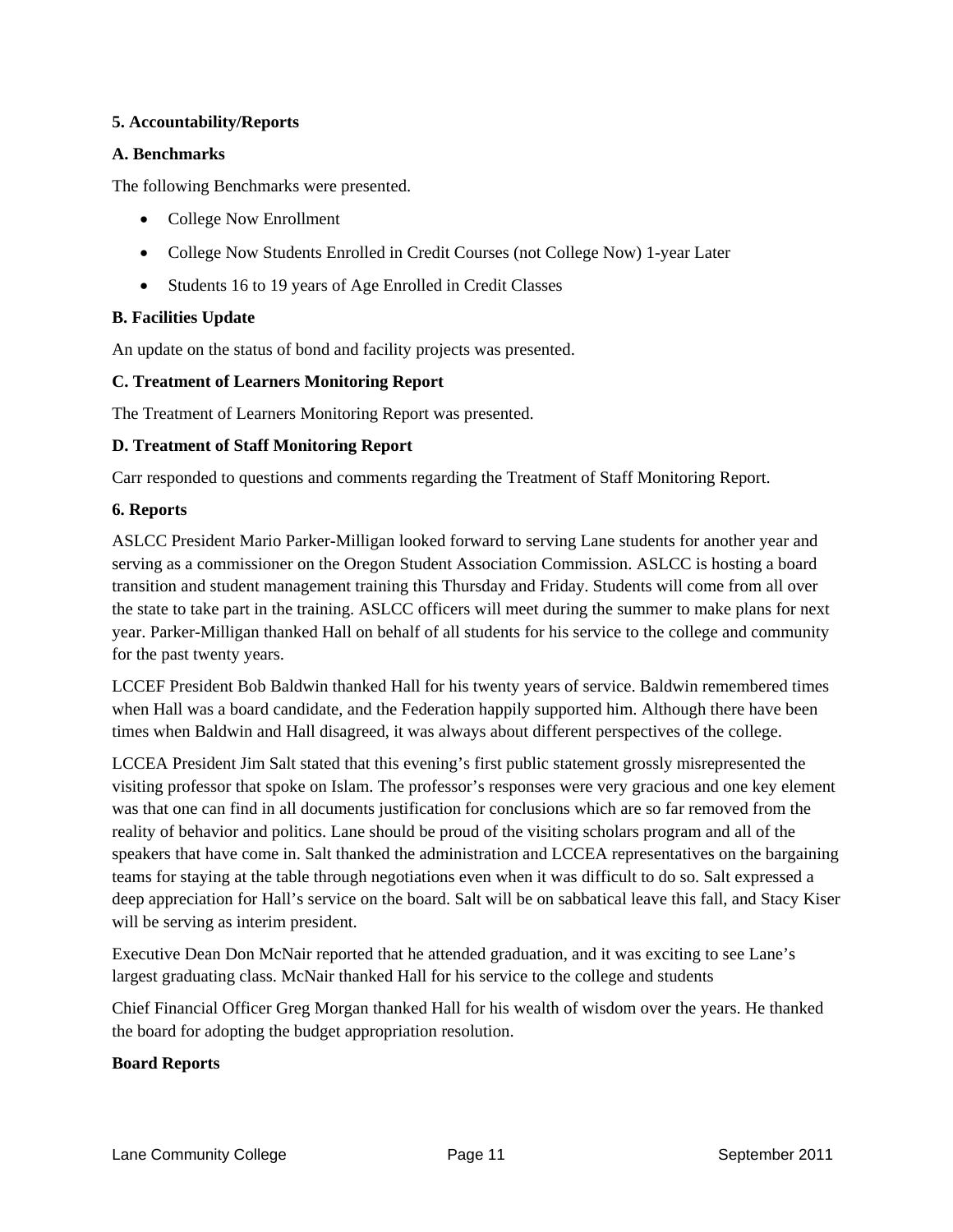**5. Accountability/Reports**

**A. Benchmarks**

The following Benchmarks were presented.

- College Now Enrollment
- College Now Students Enrolled in Credit Courses (not College Now) 1-year Later
- Students 16 to 19 years of Age Enrolled in Credit Classes

**B. Facilities Update**

An update on the status of bond and facility projects was presented.

**C. Treatment of Learners Monitoring Report**

The Treatment of Learners Monitoring Report was presented.

**D. Treatment of Staff Monitoring Report**

Carr responded to questions and comments regarding the Treatment of Staff Monitoring Report.

**6. Reports**

ASLCC President Mario Parker-Milligan looked forward to serving Lane students for another year and serving as a commissioner on the Oregon Student Association Commission. ASLCC is hosting a board transition and student management training this Thursday and Friday. Students will come from all over the state to take part in the training. ASLCC officers will meet during the summer to make plans for next year. Parker-Milligan thanked Hall on behalf of all students for his service to the college and community for the past twenty years.

LCCEF President Bob Baldwin thanked Hall for his twenty years of service. Baldwin remembered times when Hall was a board candidate, and the Federation happily supported him. Although there have been times when Baldwin and Hall disagreed, it was always about different perspectives of the college.

LCCEA President Jim Salt stated that this evening's first public statement grossly misrepresented the visiting professor that spoke on Islam. The professor's responses were very gracious and one key element was that one can find in all documents justification for conclusions which are so far removed from the reality of behavior and politics. Lane should be proud of the visiting scholars program and all of the speakers that have come in. Salt thanked the administration and LCCEA representatives on the bargaining teams for staying at the table through negotiations even when it was difficult to do so. Salt expressed a deep appreciation for Hall's service on the board. Salt will be on sabbatical leave this fall, and Stacy Kiser will be serving as interim president.

Executive Dean Don McNair reported that he attended graduation, and it was exciting to see Lane's largest graduating class. McNair thanked Hall for his service to the college and students

Chief Financial Officer Greg Morgan thanked Hall for his wealth of wisdom over the years. He thanked the board for adopting the budget appropriation resolution.

**Board Reports**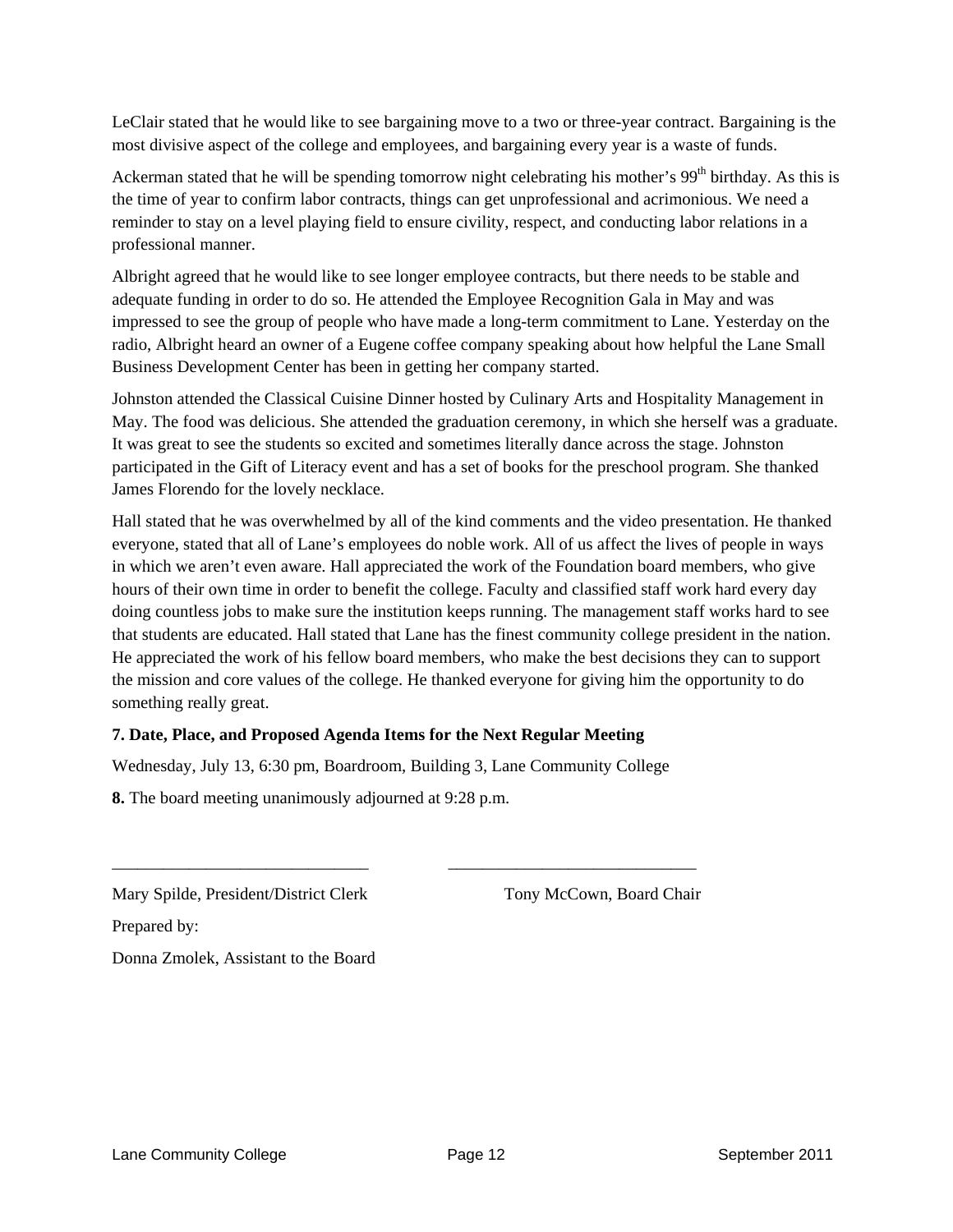LeClair stated that he would like to see bargaining move to a two or three-year contract. Bargaining is the most divisive aspect of the college and employees, and bargaining every year is a waste of funds.

Ackerman stated that he will be spending tomorrow night celebrating his mother's 99th birthday. As this is the time of year to confirm labor contracts, things can get unprofessional and acrimonious. We need a reminder to stay on a level playing field to ensure civility, respect, and conducting labor relations in a professional manner.

Albright agreed that he would like to see longer employee contracts, but there needs to be stable and adequate funding in order to do so. He attended the Employee Recognition Gala in May and was impressed to see the group of people who have made a long-term commitment to Lane. Yesterday on the radio, Albright heard an owner of a Eugene coffee company speaking about how helpful the Lane Small Business Development Center has been in getting her company started.

Johnston attended the Classical Cuisine Dinner hosted by Culinary Arts and Hospitality Management in May. The food was delicious. She attended the graduation ceremony, in which she herself was a graduate. It was great to see the students so excited and sometimes literally dance across the stage. Johnston participated in the Gift of Literacy event and has a set of books for the preschool program. She thanked James Florendo for the lovely necklace.

Hall stated that he was overwhelmed by all of the kind comments and the video presentation. He thanked everyone, stated that all of Lane's employees do noble work. All of us affect the lives of people in ways in which we aren't even aware. Hall appreciated the work of the Foundation board members, who give hours of their own time in order to benefit the college. Faculty and classified staff work hard every day doing countless jobs to make sure the institution keeps running. The management staff works hard to see that students are educated. Hall stated that Lane has the finest community college president in the nation. He appreciated the work of his fellow board members, who make the best decisions they can to support the mission and core values of the college. He thanked everyone for giving him the opportunity to do something really great.

**7. Date, Place, and Proposed Agenda Items for the Next Regular Meeting**

Wednesday, July 13, 6:30 pm, Boardroom, Building 3, Lane Community College

**8.** The board meeting unanimously adjourned at 9:28 p.m.

______________________________ ______________________________

Mary Spilde, President/District Clerk    Tony McCown, Board Chair

Prepared by:

Donna Zmolek, Assistant to the Board